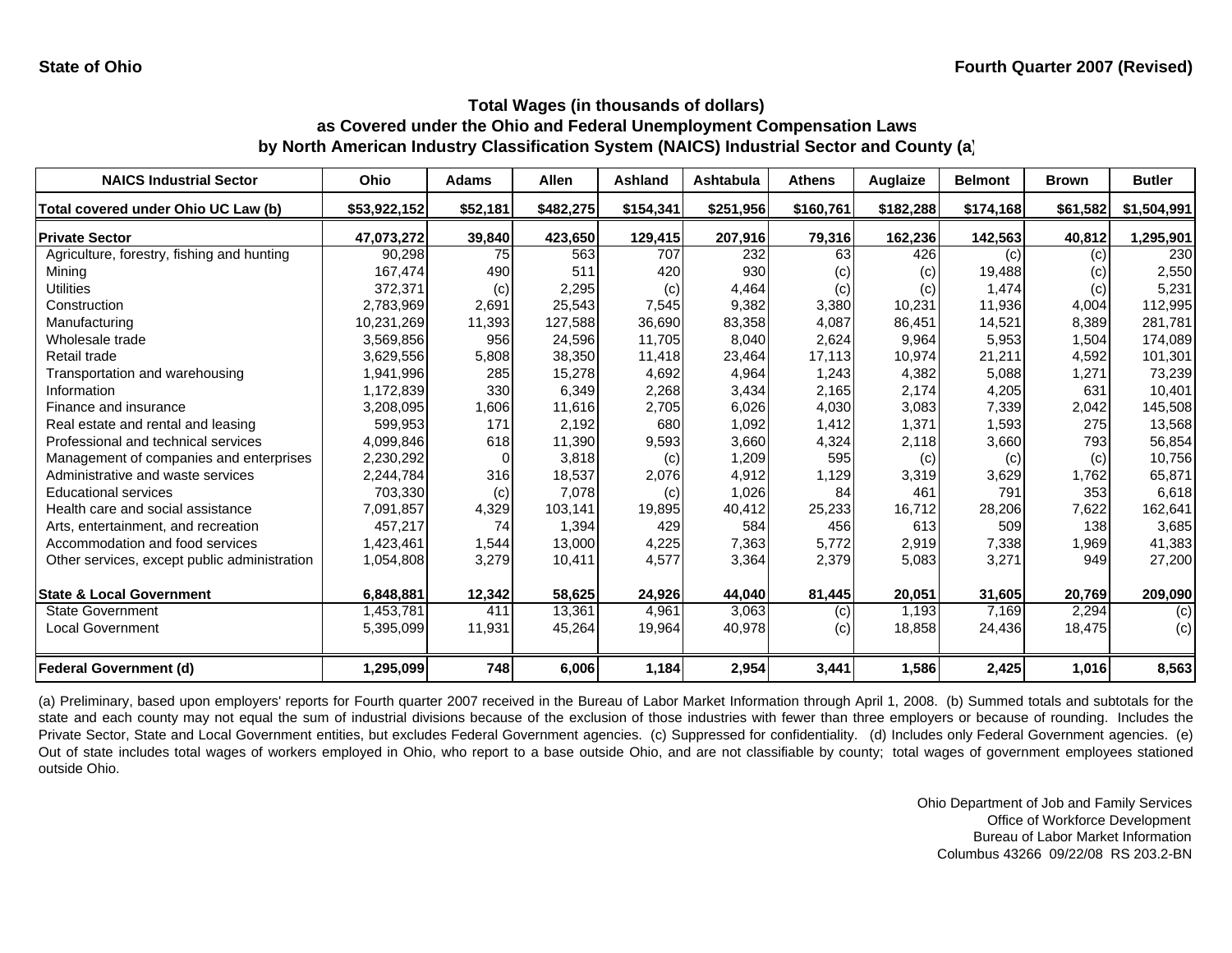State of Ohio

Fourth Quarter 2007 (Revised)

## Total Wages (in thousands of dollars) as Covered under the Ohio and Federal Unemployment Compensation Laws by North American Industry Classification System (NAICS) Industrial Sector and County (a)

| NAICS Industrial Sector | Ohio | Adams | Allen | Ashland | Ashtabula | Athens | Auglaize | Belmont | Brown | Butler |
|---|---|---|---|---|---|---|---|---|---|---|
| **Total covered under Ohio UC Law (b)** | **$53,922,152** | **$52,181** | **$482,275** | **$154,341** | **$251,956** | **$160,761** | **$182,288** | **$174,168** | **$61,582** | **$1,504,991** |
| **Private Sector** | **47,073,272** | **39,840** | **423,650** | **129,415** | **207,916** | **79,316** | **162,236** | **142,563** | **40,812** | **1,295,901** |
| Agriculture, forestry, fishing and hunting | 90,298 | 75 | 563 | 707 | 232 | 63 | 426 | (c) | (c) | 230 |
| Mining | 167,474 | 490 | 511 | 420 | 930 | (c) | (c) | 19,488 | (c) | 2,550 |
| Utilities | 372,371 | (c) | 2,295 | (c) | 4,464 | (c) | (c) | 1,474 | (c) | 5,231 |
| Construction | 2,783,969 | 2,691 | 25,543 | 7,545 | 9,382 | 3,380 | 10,231 | 11,936 | 4,004 | 112,995 |
| Manufacturing | 10,231,269 | 11,393 | 127,588 | 36,690 | 83,358 | 4,087 | 86,451 | 14,521 | 8,389 | 281,781 |
| Wholesale trade | 3,569,856 | 956 | 24,596 | 11,705 | 8,040 | 2,624 | 9,964 | 5,953 | 1,504 | 174,089 |
| Retail trade | 3,629,556 | 5,808 | 38,350 | 11,418 | 23,464 | 17,113 | 10,974 | 21,211 | 4,592 | 101,301 |
| Transportation and warehousing | 1,941,996 | 285 | 15,278 | 4,692 | 4,964 | 1,243 | 4,382 | 5,088 | 1,271 | 73,239 |
| Information | 1,172,839 | 330 | 6,349 | 2,268 | 3,434 | 2,165 | 2,174 | 4,205 | 631 | 10,401 |
| Finance and insurance | 3,208,095 | 1,606 | 11,616 | 2,705 | 6,026 | 4,030 | 3,083 | 7,339 | 2,042 | 145,508 |
| Real estate and rental and leasing | 599,953 | 171 | 2,192 | 680 | 1,092 | 1,412 | 1,371 | 1,593 | 275 | 13,568 |
| Professional and technical services | 4,099,846 | 618 | 11,390 | 9,593 | 3,660 | 4,324 | 2,118 | 3,660 | 793 | 56,854 |
| Management of companies and enterprises | 2,230,292 | 0 | 3,818 | (c) | 1,209 | 595 | (c) | (c) | (c) | 10,756 |
| Administrative and waste services | 2,244,784 | 316 | 18,537 | 2,076 | 4,912 | 1,129 | 3,319 | 3,629 | 1,762 | 65,871 |
| Educational services | 703,330 | (c) | 7,078 | (c) | 1,026 | 84 | 461 | 791 | 353 | 6,618 |
| Health care and social assistance | 7,091,857 | 4,329 | 103,141 | 19,895 | 40,412 | 25,233 | 16,712 | 28,206 | 7,622 | 162,641 |
| Arts, entertainment, and recreation | 457,217 | 74 | 1,394 | 429 | 584 | 456 | 613 | 509 | 138 | 3,685 |
| Accommodation and food services | 1,423,461 | 1,544 | 13,000 | 4,225 | 7,363 | 5,772 | 2,919 | 7,338 | 1,969 | 41,383 |
| Other services, except public administration | 1,054,808 | 3,279 | 10,411 | 4,577 | 3,364 | 2,379 | 5,083 | 3,271 | 949 | 27,200 |
| **State & Local Government** | **6,848,881** | **12,342** | **58,625** | **24,926** | **44,040** | **81,445** | **20,051** | **31,605** | **20,769** | **209,090** |
| State Government | 1,453,781 | 411 | 13,361 | 4,961 | 3,063 | (c) | 1,193 | 7,169 | 2,294 | (c) |
| Local Government | 5,395,099 | 11,931 | 45,264 | 19,964 | 40,978 | (c) | 18,858 | 24,436 | 18,475 | (c) |
| **Federal Government (d)** | **1,295,099** | **748** | **6,006** | **1,184** | **2,954** | **3,441** | **1,586** | **2,425** | **1,016** | **8,563** |

(a) Preliminary, based upon employers' reports for Fourth quarter 2007 received in the Bureau of Labor Market Information through April 1, 2008. (b) Summed totals and subtotals for the state and each county may not equal the sum of industrial divisions because of the exclusion of those industries with fewer than three employers or because of rounding. Includes the Private Sector, State and Local Government entities, but excludes Federal Government agencies. (c) Suppressed for confidentiality. (d) Includes only Federal Government agencies. (e) Out of state includes total wages of workers employed in Ohio, who report to a base outside Ohio, and are not classifiable by county; total wages of government employees stationed outside Ohio.

Ohio Department of Job and Family Services
Office of Workforce Development
Bureau of Labor Market Information
Columbus 43266 09/22/08 RS 203.2-BN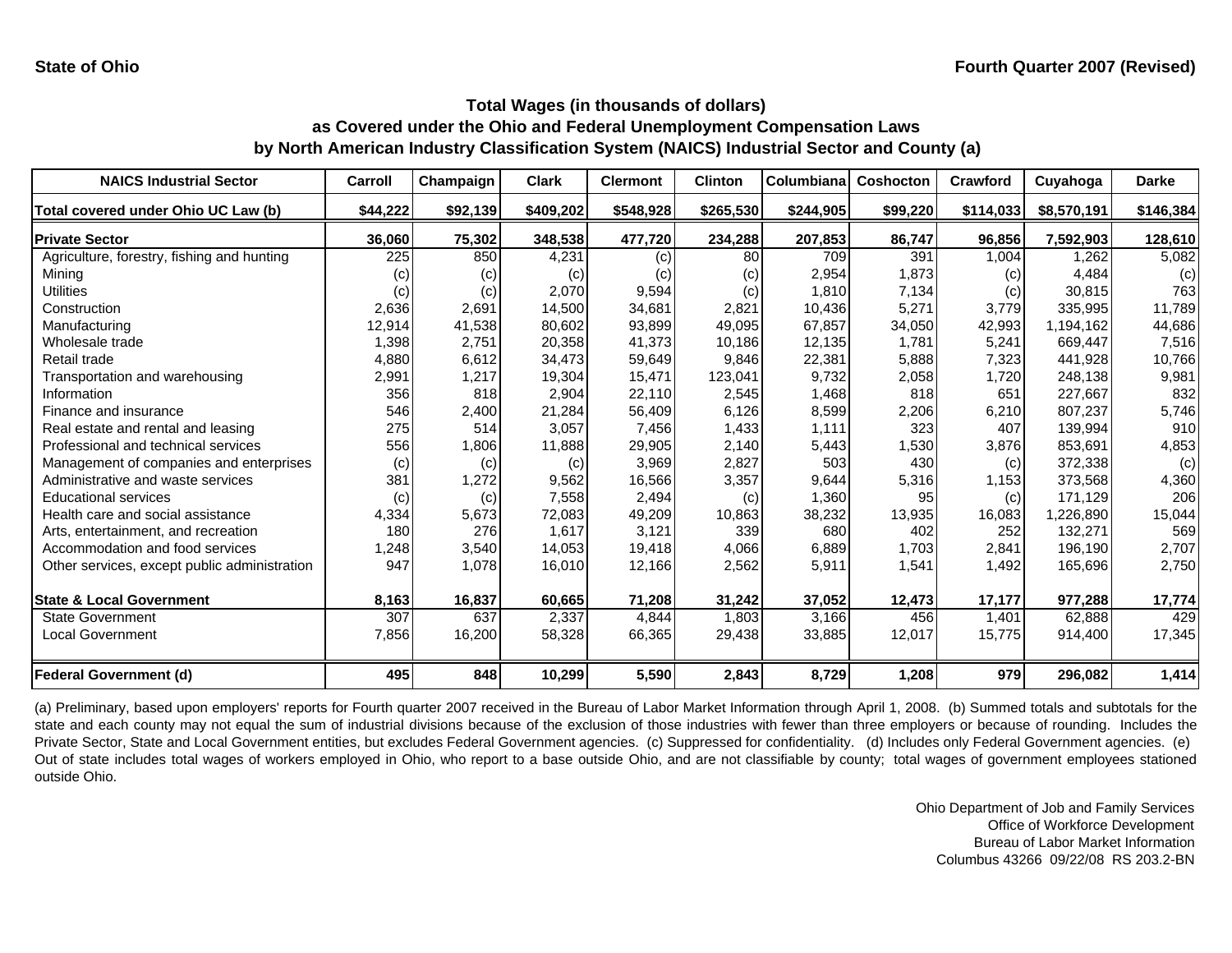State of Ohio

Fourth Quarter 2007 (Revised)

## Total Wages (in thousands of dollars) as Covered under the Ohio and Federal Unemployment Compensation Laws by North American Industry Classification System (NAICS) Industrial Sector and County (a)

| NAICS Industrial Sector | Carroll | Champaign | Clark | Clermont | Clinton | Columbiana | Coshocton | Crawford | Cuyahoga | Darke |
|---|---|---|---|---|---|---|---|---|---|---|
| Total covered under Ohio UC Law (b) | $44,222 | $92,139 | $409,202 | $548,928 | $265,530 | $244,905 | $99,220 | $114,033 | $8,570,191 | $146,384 |
| **Private Sector** | **36,060** | **75,302** | **348,538** | **477,720** | **234,288** | **207,853** | **86,747** | **96,856** | **7,592,903** | **128,610** |
| Agriculture, forestry, fishing and hunting | 225 | 850 | 4,231 | (c) | 80 | 709 | 391 | 1,004 | 1,262 | 5,082 |
| Mining | (c) | (c) | (c) | (c) | (c) | 2,954 | 1,873 | (c) | 4,484 | (c) |
| Utilities | (c) | (c) | 2,070 | 9,594 | (c) | 1,810 | 7,134 | (c) | 30,815 | 763 |
| Construction | 2,636 | 2,691 | 14,500 | 34,681 | 2,821 | 10,436 | 5,271 | 3,779 | 335,995 | 11,789 |
| Manufacturing | 12,914 | 41,538 | 80,602 | 93,899 | 49,095 | 67,857 | 34,050 | 42,993 | 1,194,162 | 44,686 |
| Wholesale trade | 1,398 | 2,751 | 20,358 | 41,373 | 10,186 | 12,135 | 1,781 | 5,241 | 669,447 | 7,516 |
| Retail trade | 4,880 | 6,612 | 34,473 | 59,649 | 9,846 | 22,381 | 5,888 | 7,323 | 441,928 | 10,766 |
| Transportation and warehousing | 2,991 | 1,217 | 19,304 | 15,471 | 123,041 | 9,732 | 2,058 | 1,720 | 248,138 | 9,981 |
| Information | 356 | 818 | 2,904 | 22,110 | 2,545 | 1,468 | 818 | 651 | 227,667 | 832 |
| Finance and insurance | 546 | 2,400 | 21,284 | 56,409 | 6,126 | 8,599 | 2,206 | 6,210 | 807,237 | 5,746 |
| Real estate and rental and leasing | 275 | 514 | 3,057 | 7,456 | 1,433 | 1,111 | 323 | 407 | 139,994 | 910 |
| Professional and technical services | 556 | 1,806 | 11,888 | 29,905 | 2,140 | 5,443 | 1,530 | 3,876 | 853,691 | 4,853 |
| Management of companies and enterprises | (c) | (c) | (c) | 3,969 | 2,827 | 503 | 430 | (c) | 372,338 | (c) |
| Administrative and waste services | 381 | 1,272 | 9,562 | 16,566 | 3,357 | 9,644 | 5,316 | 1,153 | 373,568 | 4,360 |
| Educational services | (c) | (c) | 7,558 | 2,494 | (c) | 1,360 | 95 | (c) | 171,129 | 206 |
| Health care and social assistance | 4,334 | 5,673 | 72,083 | 49,209 | 10,863 | 38,232 | 13,935 | 16,083 | 1,226,890 | 15,044 |
| Arts, entertainment, and recreation | 180 | 276 | 1,617 | 3,121 | 339 | 680 | 402 | 252 | 132,271 | 569 |
| Accommodation and food services | 1,248 | 3,540 | 14,053 | 19,418 | 4,066 | 6,889 | 1,703 | 2,841 | 196,190 | 2,707 |
| Other services, except public administration | 947 | 1,078 | 16,010 | 12,166 | 2,562 | 5,911 | 1,541 | 1,492 | 165,696 | 2,750 |
| **State & Local Government** | **8,163** | **16,837** | **60,665** | **71,208** | **31,242** | **37,052** | **12,473** | **17,177** | **977,288** | **17,774** |
| State Government | 307 | 637 | 2,337 | 4,844 | 1,803 | 3,166 | 456 | 1,401 | 62,888 | 429 |
| Local Government | 7,856 | 16,200 | 58,328 | 66,365 | 29,438 | 33,885 | 12,017 | 15,775 | 914,400 | 17,345 |
| **Federal Government (d)** | **495** | **848** | **10,299** | **5,590** | **2,843** | **8,729** | **1,208** | **979** | **296,082** | **1,414** |

(a) Preliminary, based upon employers' reports for Fourth quarter 2007 received in the Bureau of Labor Market Information through April 1, 2008. (b) Summed totals and subtotals for the state and each county may not equal the sum of industrial divisions because of the exclusion of those industries with fewer than three employers or because of rounding. Includes the Private Sector, State and Local Government entities, but excludes Federal Government agencies. (c) Suppressed for confidentiality. (d) Includes only Federal Government agencies. (e) Out of state includes total wages of workers employed in Ohio, who report to a base outside Ohio, and are not classifiable by county; total wages of government employees stationed outside Ohio.

Ohio Department of Job and Family Services
Office of Workforce Development
Bureau of Labor Market Information
Columbus 43266 09/22/08 RS 203.2-BN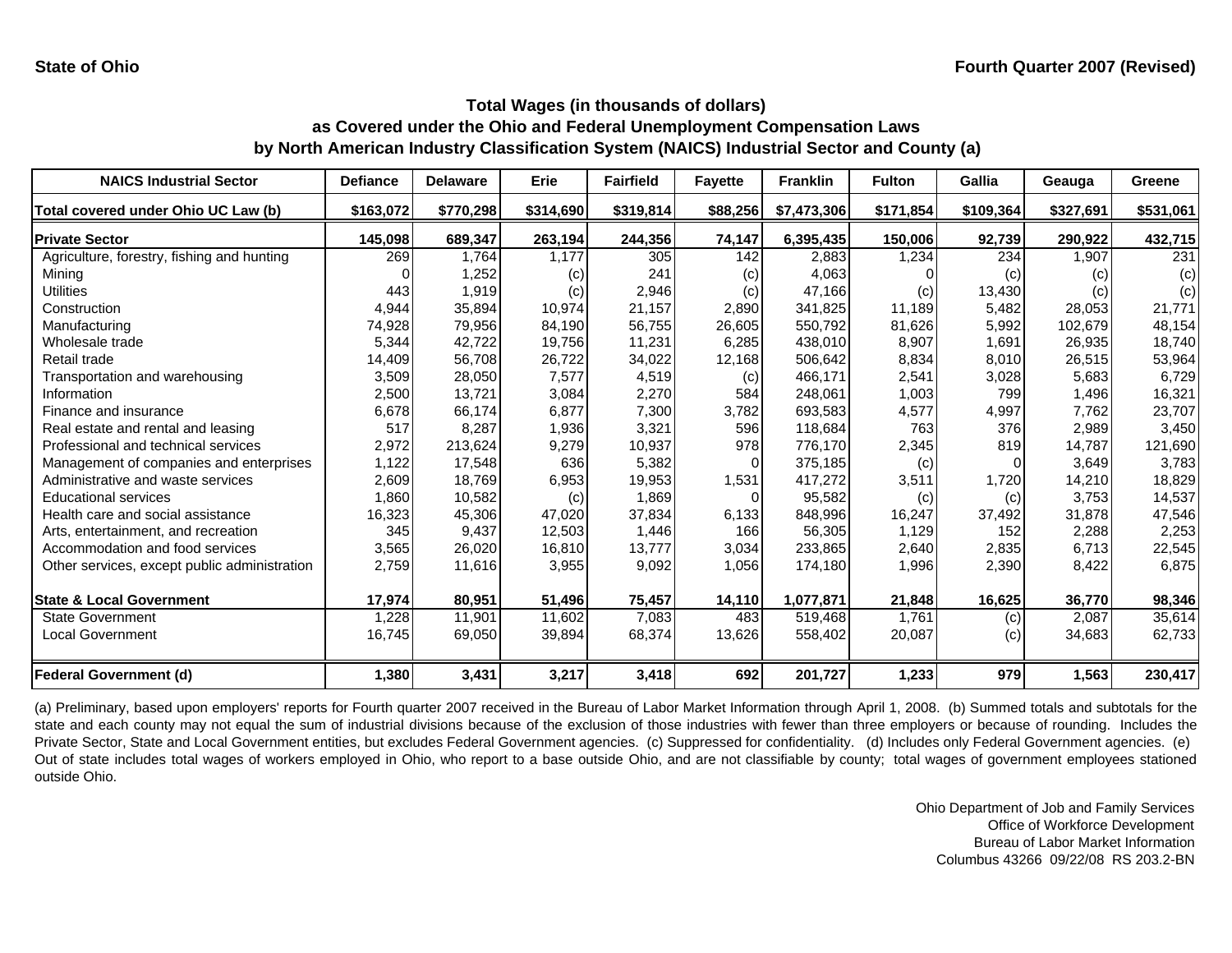**State of Ohio** **Fourth Quarter 2007 (Revised)**

## Total Wages (in thousands of dollars)
## as Covered under the Ohio and Federal Unemployment Compensation Laws
## by North American Industry Classification System (NAICS) Industrial Sector and County (a)

| NAICS Industrial Sector | Defiance | Delaware | Erie | Fairfield | Fayette | Franklin | Fulton | Gallia | Geauga | Greene |
|---|---|---|---|---|---|---|---|---|---|---|
| **Total covered under Ohio UC Law (b)** | **$163,072** | **$770,298** | **$314,690** | **$319,814** | **$88,256** | **$7,473,306** | **$171,854** | **$109,364** | **$327,691** | **$531,061** |
| **Private Sector** | **145,098** | **689,347** | **263,194** | **244,356** | **74,147** | **6,395,435** | **150,006** | **92,739** | **290,922** | **432,715** |
| Agriculture, forestry, fishing and hunting | 269 | 1,764 | 1,177 | 305 | 142 | 2,883 | 1,234 | 234 | 1,907 | 231 |
| Mining | 0 | 1,252 | (c) | 241 | (c) | 4,063 | 0 | (c) | (c) | (c) |
| Utilities | 443 | 1,919 | (c) | 2,946 | (c) | 47,166 | (c) | 13,430 | (c) | (c) |
| Construction | 4,944 | 35,894 | 10,974 | 21,157 | 2,890 | 341,825 | 11,189 | 5,482 | 28,053 | 21,771 |
| Manufacturing | 74,928 | 79,956 | 84,190 | 56,755 | 26,605 | 550,792 | 81,626 | 5,992 | 102,679 | 48,154 |
| Wholesale trade | 5,344 | 42,722 | 19,756 | 11,231 | 6,285 | 438,010 | 8,907 | 1,691 | 26,935 | 18,740 |
| Retail trade | 14,409 | 56,708 | 26,722 | 34,022 | 12,168 | 506,642 | 8,834 | 8,010 | 26,515 | 53,964 |
| Transportation and warehousing | 3,509 | 28,050 | 7,577 | 4,519 | (c) | 466,171 | 2,541 | 3,028 | 5,683 | 6,729 |
| Information | 2,500 | 13,721 | 3,084 | 2,270 | 584 | 248,061 | 1,003 | 799 | 1,496 | 16,321 |
| Finance and insurance | 6,678 | 66,174 | 6,877 | 7,300 | 3,782 | 693,583 | 4,577 | 4,997 | 7,762 | 23,707 |
| Real estate and rental and leasing | 517 | 8,287 | 1,936 | 3,321 | 596 | 118,684 | 763 | 376 | 2,989 | 3,450 |
| Professional and technical services | 2,972 | 213,624 | 9,279 | 10,937 | 978 | 776,170 | 2,345 | 819 | 14,787 | 121,690 |
| Management of companies and enterprises | 1,122 | 17,548 | 636 | 5,382 | 0 | 375,185 | (c) | 0 | 3,649 | 3,783 |
| Administrative and waste services | 2,609 | 18,769 | 6,953 | 19,953 | 1,531 | 417,272 | 3,511 | 1,720 | 14,210 | 18,829 |
| Educational services | 1,860 | 10,582 | (c) | 1,869 | 0 | 95,582 | (c) | (c) | 3,753 | 14,537 |
| Health care and social assistance | 16,323 | 45,306 | 47,020 | 37,834 | 6,133 | 848,996 | 16,247 | 37,492 | 31,878 | 47,546 |
| Arts, entertainment, and recreation | 345 | 9,437 | 12,503 | 1,446 | 166 | 56,305 | 1,129 | 152 | 2,288 | 2,253 |
| Accommodation and food services | 3,565 | 26,020 | 16,810 | 13,777 | 3,034 | 233,865 | 2,640 | 2,835 | 6,713 | 22,545 |
| Other services, except public administration | 2,759 | 11,616 | 3,955 | 9,092 | 1,056 | 174,180 | 1,996 | 2,390 | 8,422 | 6,875 |
| **State & Local Government** | **17,974** | **80,951** | **51,496** | **75,457** | **14,110** | **1,077,871** | **21,848** | **16,625** | **36,770** | **98,346** |
| State Government | 1,228 | 11,901 | 11,602 | 7,083 | 483 | 519,468 | 1,761 | (c) | 2,087 | 35,614 |
| Local Government | 16,745 | 69,050 | 39,894 | 68,374 | 13,626 | 558,402 | 20,087 | (c) | 34,683 | 62,733 |
| **Federal Government (d)** | **1,380** | **3,431** | **3,217** | **3,418** | **692** | **201,727** | **1,233** | **979** | **1,563** | **230,417** |

(a) Preliminary, based upon employers' reports for Fourth quarter 2007 received in the Bureau of Labor Market Information through April 1, 2008. (b) Summed totals and subtotals for the state and each county may not equal the sum of industrial divisions because of the exclusion of those industries with fewer than three employers or because of rounding. Includes the Private Sector, State and Local Government entities, but excludes Federal Government agencies. (c) Suppressed for confidentiality. (d) Includes only Federal Government agencies. (e) Out of state includes total wages of workers employed in Ohio, who report to a base outside Ohio, and are not classifiable by county; total wages of government employees stationed outside Ohio.

Ohio Department of Job and Family Services
Office of Workforce Development
Bureau of Labor Market Information
Columbus 43266 09/22/08 RS 203.2-BN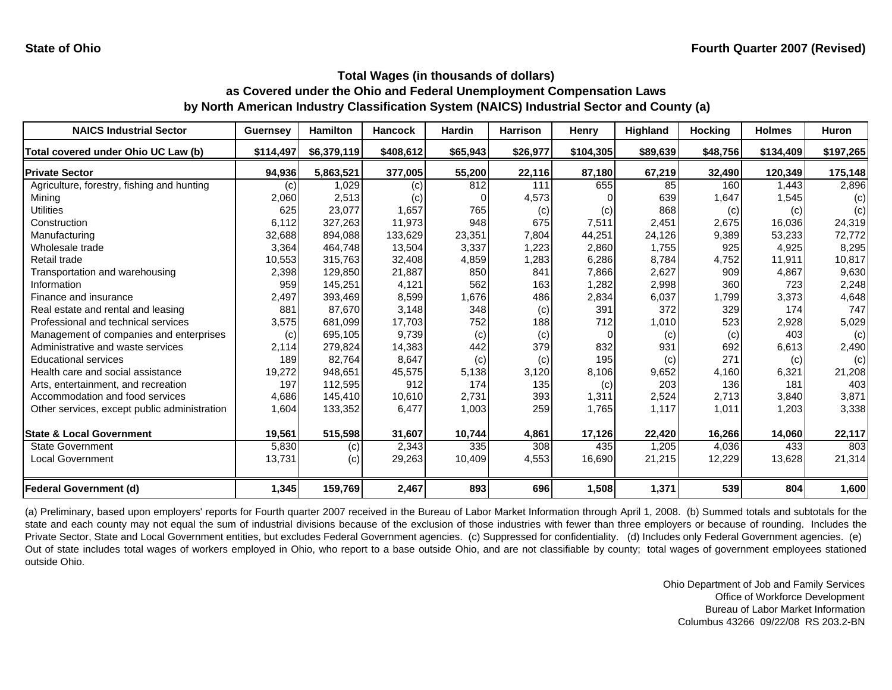State of Ohio

Fourth Quarter 2007 (Revised)

## Total Wages (in thousands of dollars)
## as Covered under the Ohio and Federal Unemployment Compensation Laws
## by North American Industry Classification System (NAICS) Industrial Sector and County (a)

| NAICS Industrial Sector | Guernsey | Hamilton | Hancock | Hardin | Harrison | Henry | Highland | Hocking | Holmes | Huron |
|---|---|---|---|---|---|---|---|---|---|---|
| Total covered under Ohio UC Law (b) | $114,497 | $6,379,119 | $408,612 | $65,943 | $26,977 | $104,305 | $89,639 | $48,756 | $134,409 | $197,265 |
| **Private Sector** | **94,936** | **5,863,521** | **377,005** | **55,200** | **22,116** | **87,180** | **67,219** | **32,490** | **120,349** | **175,148** |
| Agriculture, forestry, fishing and hunting | (c) | 1,029 | (c) | 812 | 111 | 655 | 85 | 160 | 1,443 | 2,896 |
| Mining | 2,060 | 2,513 | (c) | 0 | 4,573 | 0 | 639 | 1,647 | 1,545 | (c) |
| Utilities | 625 | 23,077 | 1,657 | 765 | (c) | (c) | 868 | (c) | (c) | (c) |
| Construction | 6,112 | 327,263 | 11,973 | 948 | 675 | 7,511 | 2,451 | 2,675 | 16,036 | 24,319 |
| Manufacturing | 32,688 | 894,088 | 133,629 | 23,351 | 7,804 | 44,251 | 24,126 | 9,389 | 53,233 | 72,772 |
| Wholesale trade | 3,364 | 464,748 | 13,504 | 3,337 | 1,223 | 2,860 | 1,755 | 925 | 4,925 | 8,295 |
| Retail trade | 10,553 | 315,763 | 32,408 | 4,859 | 1,283 | 6,286 | 8,784 | 4,752 | 11,911 | 10,817 |
| Transportation and warehousing | 2,398 | 129,850 | 21,887 | 850 | 841 | 7,866 | 2,627 | 909 | 4,867 | 9,630 |
| Information | 959 | 145,251 | 4,121 | 562 | 163 | 1,282 | 2,998 | 360 | 723 | 2,248 |
| Finance and insurance | 2,497 | 393,469 | 8,599 | 1,676 | 486 | 2,834 | 6,037 | 1,799 | 3,373 | 4,648 |
| Real estate and rental and leasing | 881 | 87,670 | 3,148 | 348 | (c) | 391 | 372 | 329 | 174 | 747 |
| Professional and technical services | 3,575 | 681,099 | 17,703 | 752 | 188 | 712 | 1,010 | 523 | 2,928 | 5,029 |
| Management of companies and enterprises | (c) | 695,105 | 9,739 | (c) | (c) | 0 | (c) | (c) | 403 | (c) |
| Administrative and waste services | 2,114 | 279,824 | 14,383 | 442 | 379 | 832 | 931 | 692 | 6,613 | 2,490 |
| Educational services | 189 | 82,764 | 8,647 | (c) | (c) | 195 | (c) | 271 | (c) | (c) |
| Health care and social assistance | 19,272 | 948,651 | 45,575 | 5,138 | 3,120 | 8,106 | 9,652 | 4,160 | 6,321 | 21,208 |
| Arts, entertainment, and recreation | 197 | 112,595 | 912 | 174 | 135 | (c) | 203 | 136 | 181 | 403 |
| Accommodation and food services | 4,686 | 145,410 | 10,610 | 2,731 | 393 | 1,311 | 2,524 | 2,713 | 3,840 | 3,871 |
| Other services, except public administration | 1,604 | 133,352 | 6,477 | 1,003 | 259 | 1,765 | 1,117 | 1,011 | 1,203 | 3,338 |
| **State & Local Government** | **19,561** | **515,598** | **31,607** | **10,744** | **4,861** | **17,126** | **22,420** | **16,266** | **14,060** | **22,117** |
| State Government | 5,830 | (c) | 2,343 | 335 | 308 | 435 | 1,205 | 4,036 | 433 | 803 |
| Local Government | 13,731 | (c) | 29,263 | 10,409 | 4,553 | 16,690 | 21,215 | 12,229 | 13,628 | 21,314 |
| **Federal Government (d)** | **1,345** | **159,769** | **2,467** | **893** | **696** | **1,508** | **1,371** | **539** | **804** | **1,600** |

(a) Preliminary, based upon employers' reports for Fourth quarter 2007 received in the Bureau of Labor Market Information through April 1, 2008. (b) Summed totals and subtotals for the state and each county may not equal the sum of industrial divisions because of the exclusion of those industries with fewer than three employers or because of rounding. Includes the Private Sector, State and Local Government entities, but excludes Federal Government agencies. (c) Suppressed for confidentiality. (d) Includes only Federal Government agencies. (e) Out of state includes total wages of workers employed in Ohio, who report to a base outside Ohio, and are not classifiable by county; total wages of government employees stationed outside Ohio.

Ohio Department of Job and Family Services
Office of Workforce Development
Bureau of Labor Market Information
Columbus 43266 09/22/08 RS 203.2-BN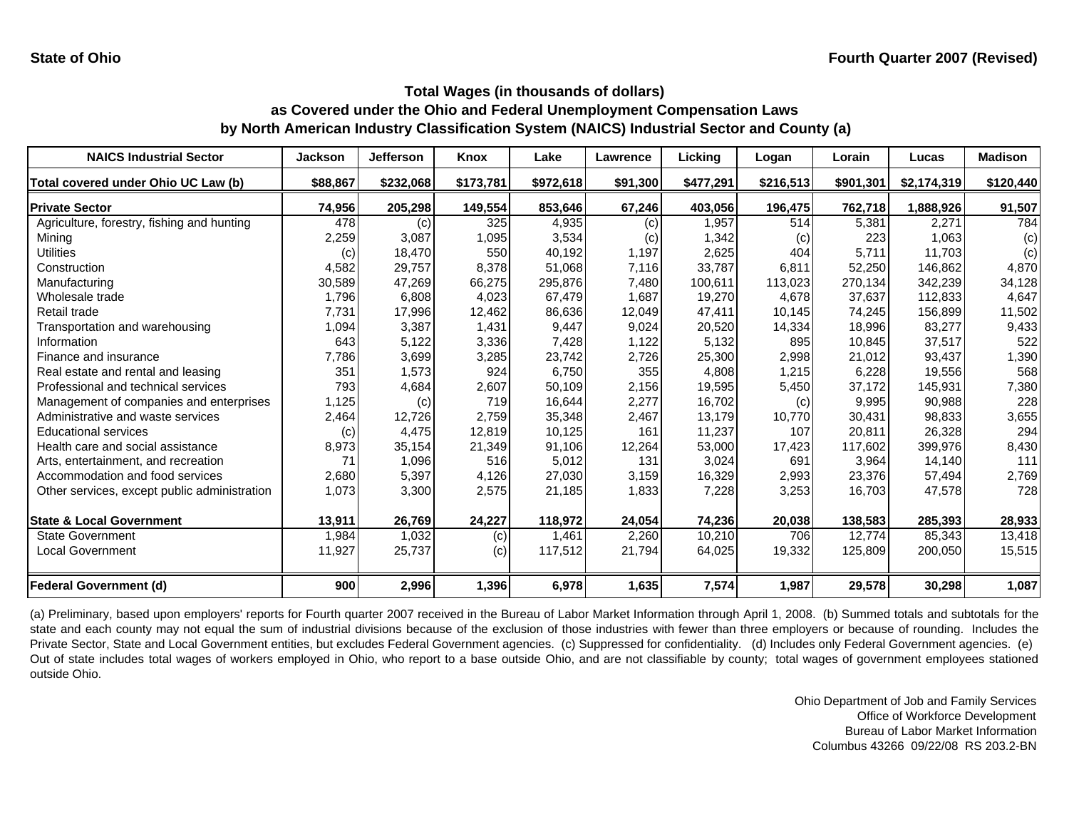**State of Ohio** **Fourth Quarter 2007 (Revised)**

## Total Wages (in thousands of dollars)
## as Covered under the Ohio and Federal Unemployment Compensation Laws
## by North American Industry Classification System (NAICS) Industrial Sector and County (a)

| NAICS Industrial Sector | Jackson | Jefferson | Knox | Lake | Lawrence | Licking | Logan | Lorain | Lucas | Madison |
|---|---|---|---|---|---|---|---|---|---|---|
| Total covered under Ohio UC Law (b) | $88,867 | $232,068 | $173,781 | $972,618 | $91,300 | $477,291 | $216,513 | $901,301 | $2,174,319 | $120,440 |
| **Private Sector** | **74,956** | **205,298** | **149,554** | **853,646** | **67,246** | **403,056** | **196,475** | **762,718** | **1,888,926** | **91,507** |
| Agriculture, forestry, fishing and hunting | 478 | (c) | 325 | 4,935 | (c) | 1,957 | 514 | 5,381 | 2,271 | 784 |
| Mining | 2,259 | 3,087 | 1,095 | 3,534 | (c) | 1,342 | (c) | 223 | 1,063 | (c) |
| Utilities | (c) | 18,470 | 550 | 40,192 | 1,197 | 2,625 | 404 | 5,711 | 11,703 | (c) |
| Construction | 4,582 | 29,757 | 8,378 | 51,068 | 7,116 | 33,787 | 6,811 | 52,250 | 146,862 | 4,870 |
| Manufacturing | 30,589 | 47,269 | 66,275 | 295,876 | 7,480 | 100,611 | 113,023 | 270,134 | 342,239 | 34,128 |
| Wholesale trade | 1,796 | 6,808 | 4,023 | 67,479 | 1,687 | 19,270 | 4,678 | 37,637 | 112,833 | 4,647 |
| Retail trade | 7,731 | 17,996 | 12,462 | 86,636 | 12,049 | 47,411 | 10,145 | 74,245 | 156,899 | 11,502 |
| Transportation and warehousing | 1,094 | 3,387 | 1,431 | 9,447 | 9,024 | 20,520 | 14,334 | 18,996 | 83,277 | 9,433 |
| Information | 643 | 5,122 | 3,336 | 7,428 | 1,122 | 5,132 | 895 | 10,845 | 37,517 | 522 |
| Finance and insurance | 7,786 | 3,699 | 3,285 | 23,742 | 2,726 | 25,300 | 2,998 | 21,012 | 93,437 | 1,390 |
| Real estate and rental and leasing | 351 | 1,573 | 924 | 6,750 | 355 | 4,808 | 1,215 | 6,228 | 19,556 | 568 |
| Professional and technical services | 793 | 4,684 | 2,607 | 50,109 | 2,156 | 19,595 | 5,450 | 37,172 | 145,931 | 7,380 |
| Management of companies and enterprises | 1,125 | (c) | 719 | 16,644 | 2,277 | 16,702 | (c) | 9,995 | 90,988 | 228 |
| Administrative and waste services | 2,464 | 12,726 | 2,759 | 35,348 | 2,467 | 13,179 | 10,770 | 30,431 | 98,833 | 3,655 |
| Educational services | (c) | 4,475 | 12,819 | 10,125 | 161 | 11,237 | 107 | 20,811 | 26,328 | 294 |
| Health care and social assistance | 8,973 | 35,154 | 21,349 | 91,106 | 12,264 | 53,000 | 17,423 | 117,602 | 399,976 | 8,430 |
| Arts, entertainment, and recreation | 71 | 1,096 | 516 | 5,012 | 131 | 3,024 | 691 | 3,964 | 14,140 | 111 |
| Accommodation and food services | 2,680 | 5,397 | 4,126 | 27,030 | 3,159 | 16,329 | 2,993 | 23,376 | 57,494 | 2,769 |
| Other services, except public administration | 1,073 | 3,300 | 2,575 | 21,185 | 1,833 | 7,228 | 3,253 | 16,703 | 47,578 | 728 |
| **State & Local Government** | **13,911** | **26,769** | **24,227** | **118,972** | **24,054** | **74,236** | **20,038** | **138,583** | **285,393** | **28,933** |
| State Government | 1,984 | 1,032 | (c) | 1,461 | 2,260 | 10,210 | 706 | 12,774 | 85,343 | 13,418 |
| Local Government | 11,927 | 25,737 | (c) | 117,512 | 21,794 | 64,025 | 19,332 | 125,809 | 200,050 | 15,515 |
| **Federal Government (d)** | **900** | **2,996** | **1,396** | **6,978** | **1,635** | **7,574** | **1,987** | **29,578** | **30,298** | **1,087** |

(a) Preliminary, based upon employers' reports for Fourth quarter 2007 received in the Bureau of Labor Market Information through April 1, 2008. (b) Summed totals and subtotals for the state and each county may not equal the sum of industrial divisions because of the exclusion of those industries with fewer than three employers or because of rounding. Includes the Private Sector, State and Local Government entities, but excludes Federal Government agencies. (c) Suppressed for confidentiality. (d) Includes only Federal Government agencies. (e) Out of state includes total wages of workers employed in Ohio, who report to a base outside Ohio, and are not classifiable by county; total wages of government employees stationed outside Ohio.

Ohio Department of Job and Family Services
Office of Workforce Development
Bureau of Labor Market Information
Columbus 43266 09/22/08 RS 203.2-BN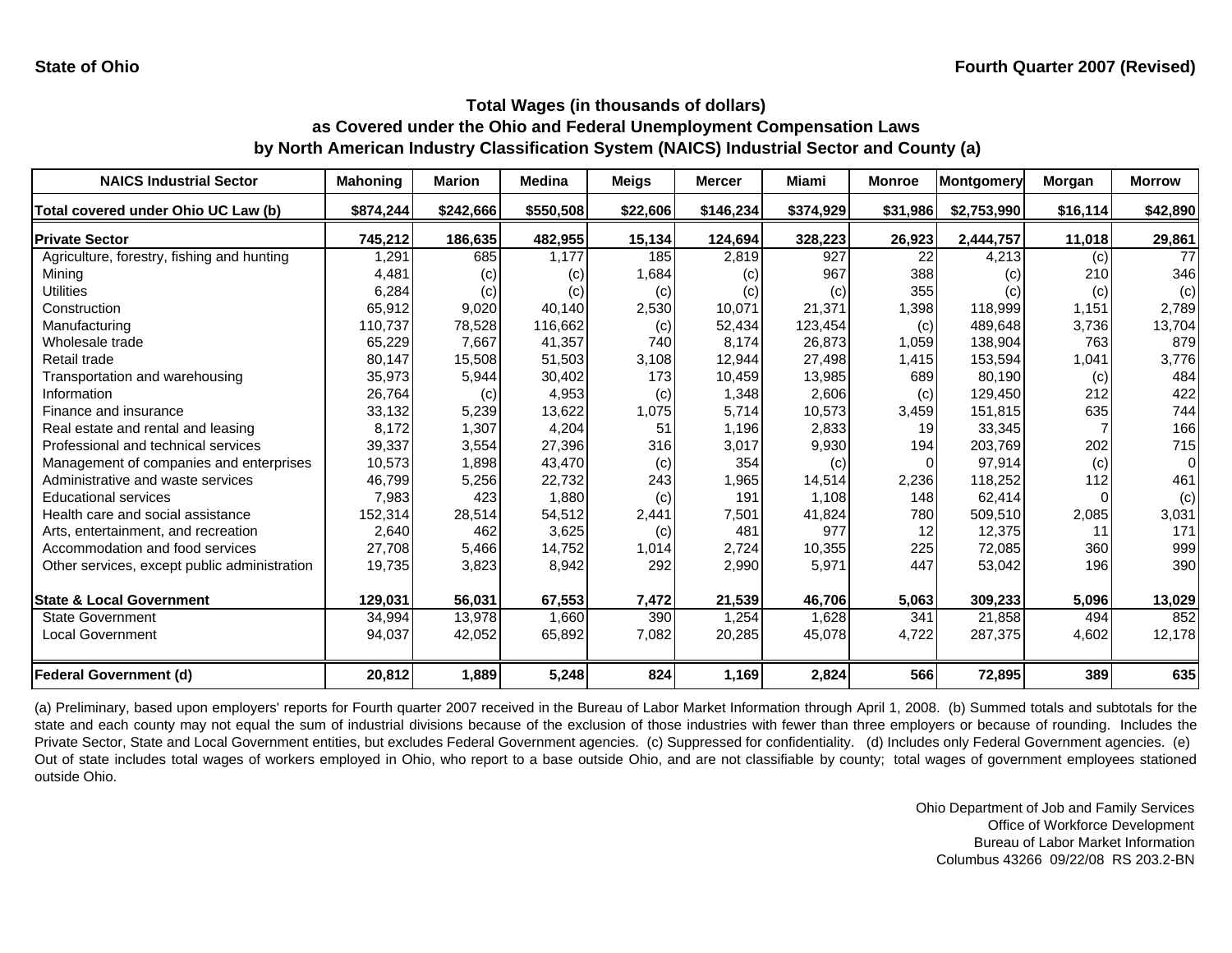**State of Ohio** **Fourth Quarter 2007 (Revised)**

## Total Wages (in thousands of dollars) as Covered under the Ohio and Federal Unemployment Compensation Laws by North American Industry Classification System (NAICS) Industrial Sector and County (a)

| NAICS Industrial Sector | Mahoning | Marion | Medina | Meigs | Mercer | Miami | Monroe | Montgomery | Morgan | Morrow |
|---|---|---|---|---|---|---|---|---|---|---|
| Total covered under Ohio UC Law (b) | $874,244 | $242,666 | $550,508 | $22,606 | $146,234 | $374,929 | $31,986 | $2,753,990 | $16,114 | $42,890 |
| **Private Sector** | **745,212** | **186,635** | **482,955** | **15,134** | **124,694** | **328,223** | **26,923** | **2,444,757** | **11,018** | **29,861** |
| Agriculture, forestry, fishing and hunting | 1,291 | 685 | 1,177 | 185 | 2,819 | 927 | 22 | 4,213 | (c) | 77 |
| Mining | 4,481 | (c) | (c) | 1,684 | (c) | 967 | 388 | (c) | 210 | 346 |
| Utilities | 6,284 | (c) | (c) | (c) | (c) | (c) | 355 | (c) | (c) | (c) |
| Construction | 65,912 | 9,020 | 40,140 | 2,530 | 10,071 | 21,371 | 1,398 | 118,999 | 1,151 | 2,789 |
| Manufacturing | 110,737 | 78,528 | 116,662 | (c) | 52,434 | 123,454 | (c) | 489,648 | 3,736 | 13,704 |
| Wholesale trade | 65,229 | 7,667 | 41,357 | 740 | 8,174 | 26,873 | 1,059 | 138,904 | 763 | 879 |
| Retail trade | 80,147 | 15,508 | 51,503 | 3,108 | 12,944 | 27,498 | 1,415 | 153,594 | 1,041 | 3,776 |
| Transportation and warehousing | 35,973 | 5,944 | 30,402 | 173 | 10,459 | 13,985 | 689 | 80,190 | (c) | 484 |
| Information | 26,764 | (c) | 4,953 | (c) | 1,348 | 2,606 | (c) | 129,450 | 212 | 422 |
| Finance and insurance | 33,132 | 5,239 | 13,622 | 1,075 | 5,714 | 10,573 | 3,459 | 151,815 | 635 | 744 |
| Real estate and rental and leasing | 8,172 | 1,307 | 4,204 | 51 | 1,196 | 2,833 | 19 | 33,345 | 7 | 166 |
| Professional and technical services | 39,337 | 3,554 | 27,396 | 316 | 3,017 | 9,930 | 194 | 203,769 | 202 | 715 |
| Management of companies and enterprises | 10,573 | 1,898 | 43,470 | (c) | 354 | (c) | 0 | 97,914 | (c) | 0 |
| Administrative and waste services | 46,799 | 5,256 | 22,732 | 243 | 1,965 | 14,514 | 2,236 | 118,252 | 112 | 461 |
| Educational services | 7,983 | 423 | 1,880 | (c) | 191 | 1,108 | 148 | 62,414 | 0 | (c) |
| Health care and social assistance | 152,314 | 28,514 | 54,512 | 2,441 | 7,501 | 41,824 | 780 | 509,510 | 2,085 | 3,031 |
| Arts, entertainment, and recreation | 2,640 | 462 | 3,625 | (c) | 481 | 977 | 12 | 12,375 | 11 | 171 |
| Accommodation and food services | 27,708 | 5,466 | 14,752 | 1,014 | 2,724 | 10,355 | 225 | 72,085 | 360 | 999 |
| Other services, except public administration | 19,735 | 3,823 | 8,942 | 292 | 2,990 | 5,971 | 447 | 53,042 | 196 | 390 |
| **State & Local Government** | **129,031** | **56,031** | **67,553** | **7,472** | **21,539** | **46,706** | **5,063** | **309,233** | **5,096** | **13,029** |
| State Government | 34,994 | 13,978 | 1,660 | 390 | 1,254 | 1,628 | 341 | 21,858 | 494 | 852 |
| Local Government | 94,037 | 42,052 | 65,892 | 7,082 | 20,285 | 45,078 | 4,722 | 287,375 | 4,602 | 12,178 |
| **Federal Government (d)** | **20,812** | **1,889** | **5,248** | **824** | **1,169** | **2,824** | **566** | **72,895** | **389** | **635** |

(a) Preliminary, based upon employers' reports for Fourth quarter 2007 received in the Bureau of Labor Market Information through April 1, 2008. (b) Summed totals and subtotals for the state and each county may not equal the sum of industrial divisions because of the exclusion of those industries with fewer than three employers or because of rounding. Includes the Private Sector, State and Local Government entities, but excludes Federal Government agencies. (c) Suppressed for confidentiality. (d) Includes only Federal Government agencies. (e) Out of state includes total wages of workers employed in Ohio, who report to a base outside Ohio, and are not classifiable by county; total wages of government employees stationed outside Ohio.

Ohio Department of Job and Family Services
Office of Workforce Development
Bureau of Labor Market Information
Columbus 43266 09/22/08 RS 203.2-BN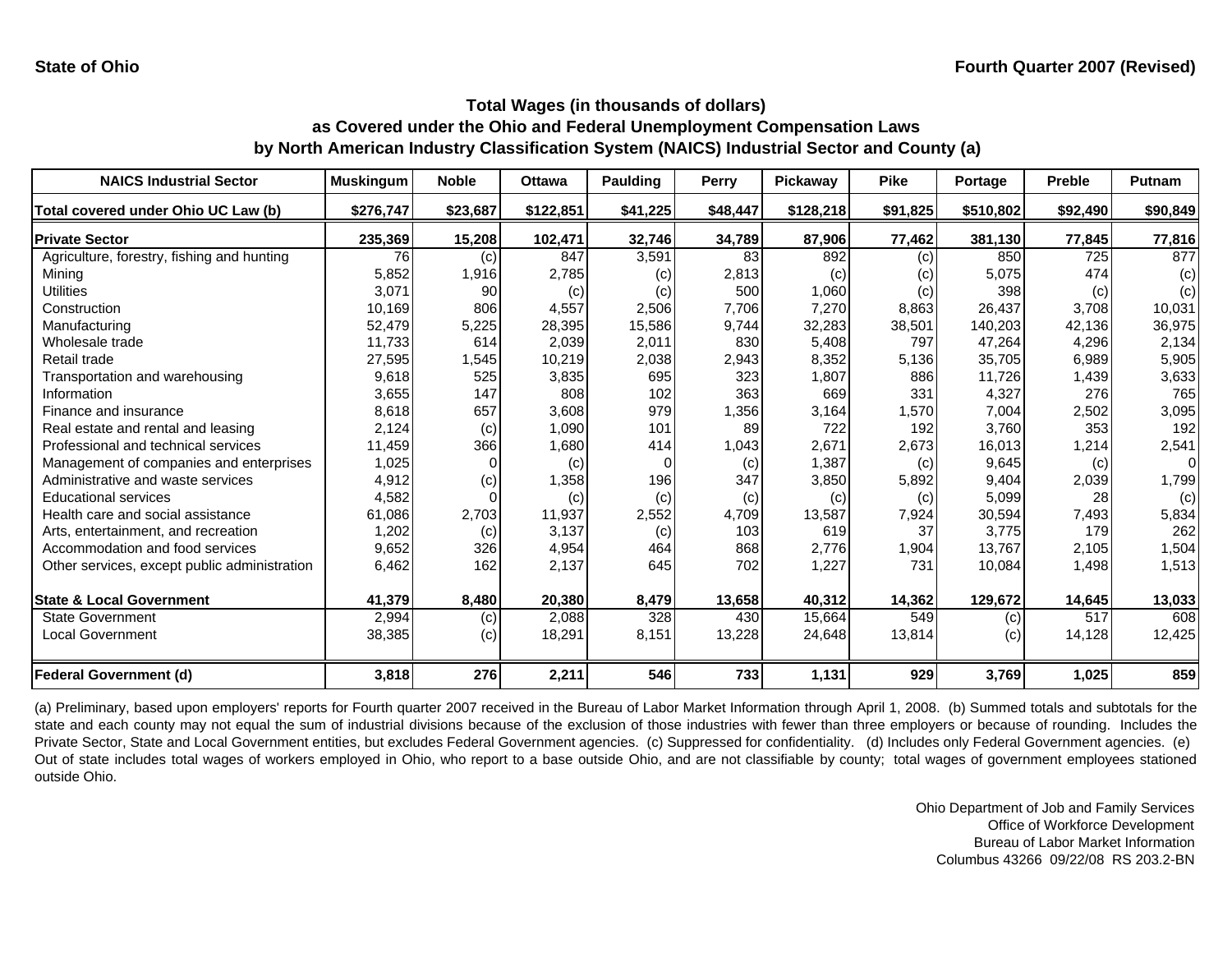State of Ohio

Fourth Quarter 2007 (Revised)

## Total Wages (in thousands of dollars) as Covered under the Ohio and Federal Unemployment Compensation Laws by North American Industry Classification System (NAICS) Industrial Sector and County (a)

| NAICS Industrial Sector | Muskingum | Noble | Ottawa | Paulding | Perry | Pickaway | Pike | Portage | Preble | Putnam |
|---|---|---|---|---|---|---|---|---|---|---|
| Total covered under Ohio UC Law (b) | $276,747 | $23,687 | $122,851 | $41,225 | $48,447 | $128,218 | $91,825 | $510,802 | $92,490 | $90,849 |
| **Private Sector** | **235,369** | **15,208** | **102,471** | **32,746** | **34,789** | **87,906** | **77,462** | **381,130** | **77,845** | **77,816** |
| Agriculture, forestry, fishing and hunting | 76 | (c) | 847 | 3,591 | 83 | 892 | (c) | 850 | 725 | 877 |
| Mining | 5,852 | 1,916 | 2,785 | (c) | 2,813 | (c) | (c) | 5,075 | 474 | (c) |
| Utilities | 3,071 | 90 | (c) | (c) | 500 | 1,060 | (c) | 398 | (c) | (c) |
| Construction | 10,169 | 806 | 4,557 | 2,506 | 7,706 | 7,270 | 8,863 | 26,437 | 3,708 | 10,031 |
| Manufacturing | 52,479 | 5,225 | 28,395 | 15,586 | 9,744 | 32,283 | 38,501 | 140,203 | 42,136 | 36,975 |
| Wholesale trade | 11,733 | 614 | 2,039 | 2,011 | 830 | 5,408 | 797 | 47,264 | 4,296 | 2,134 |
| Retail trade | 27,595 | 1,545 | 10,219 | 2,038 | 2,943 | 8,352 | 5,136 | 35,705 | 6,989 | 5,905 |
| Transportation and warehousing | 9,618 | 525 | 3,835 | 695 | 323 | 1,807 | 886 | 11,726 | 1,439 | 3,633 |
| Information | 3,655 | 147 | 808 | 102 | 363 | 669 | 331 | 4,327 | 276 | 765 |
| Finance and insurance | 8,618 | 657 | 3,608 | 979 | 1,356 | 3,164 | 1,570 | 7,004 | 2,502 | 3,095 |
| Real estate and rental and leasing | 2,124 | (c) | 1,090 | 101 | 89 | 722 | 192 | 3,760 | 353 | 192 |
| Professional and technical services | 11,459 | 366 | 1,680 | 414 | 1,043 | 2,671 | 2,673 | 16,013 | 1,214 | 2,541 |
| Management of companies and enterprises | 1,025 | 0 | (c) | 0 | (c) | 1,387 | (c) | 9,645 | (c) | 0 |
| Administrative and waste services | 4,912 | (c) | 1,358 | 196 | 347 | 3,850 | 5,892 | 9,404 | 2,039 | 1,799 |
| Educational services | 4,582 | 0 | (c) | (c) | (c) | (c) | (c) | 5,099 | 28 | (c) |
| Health care and social assistance | 61,086 | 2,703 | 11,937 | 2,552 | 4,709 | 13,587 | 7,924 | 30,594 | 7,493 | 5,834 |
| Arts, entertainment, and recreation | 1,202 | (c) | 3,137 | (c) | 103 | 619 | 37 | 3,775 | 179 | 262 |
| Accommodation and food services | 9,652 | 326 | 4,954 | 464 | 868 | 2,776 | 1,904 | 13,767 | 2,105 | 1,504 |
| Other services, except public administration | 6,462 | 162 | 2,137 | 645 | 702 | 1,227 | 731 | 10,084 | 1,498 | 1,513 |
| **State & Local Government** | **41,379** | **8,480** | **20,380** | **8,479** | **13,658** | **40,312** | **14,362** | **129,672** | **14,645** | **13,033** |
| State Government | 2,994 | (c) | 2,088 | 328 | 430 | 15,664 | 549 | (c) | 517 | 608 |
| Local Government | 38,385 | (c) | 18,291 | 8,151 | 13,228 | 24,648 | 13,814 | (c) | 14,128 | 12,425 |
| **Federal Government (d)** | **3,818** | **276** | **2,211** | **546** | **733** | **1,131** | **929** | **3,769** | **1,025** | **859** |

(a) Preliminary, based upon employers' reports for Fourth quarter 2007 received in the Bureau of Labor Market Information through April 1, 2008. (b) Summed totals and subtotals for the state and each county may not equal the sum of industrial divisions because of the exclusion of those industries with fewer than three employers or because of rounding. Includes the Private Sector, State and Local Government entities, but excludes Federal Government agencies. (c) Suppressed for confidentiality. (d) Includes only Federal Government agencies. (e) Out of state includes total wages of workers employed in Ohio, who report to a base outside Ohio, and are not classifiable by county; total wages of government employees stationed outside Ohio.

Ohio Department of Job and Family Services
Office of Workforce Development
Bureau of Labor Market Information
Columbus 43266 09/22/08 RS 203.2-BN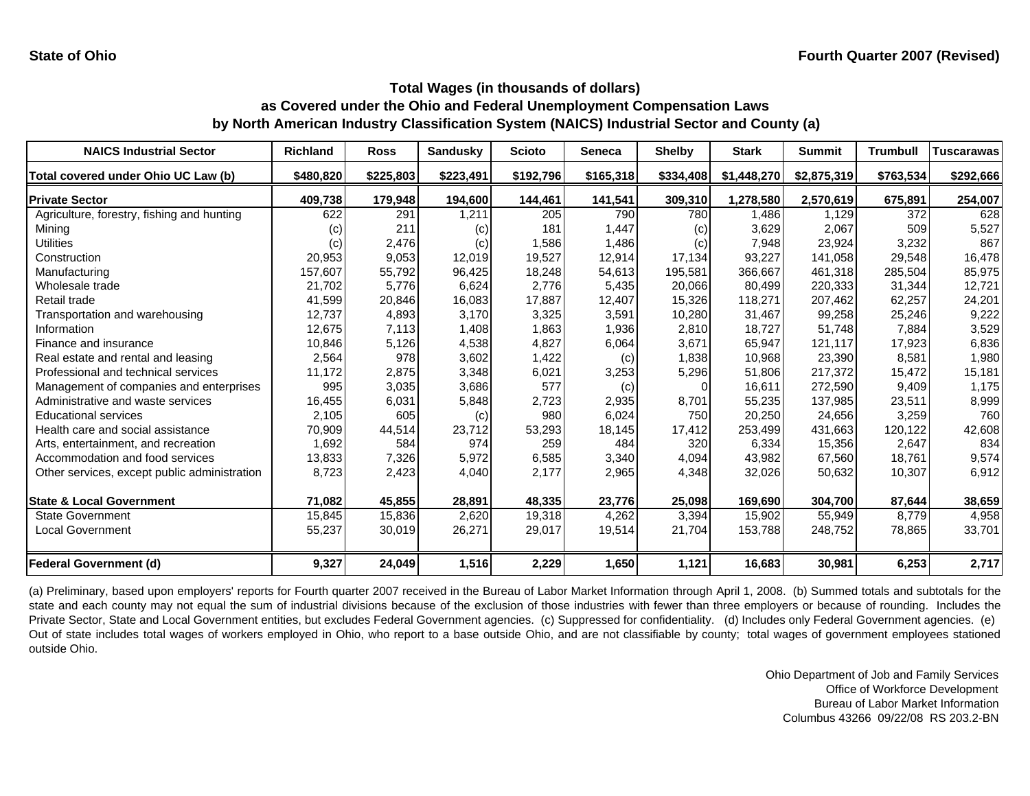**State of Ohio** **Fourth Quarter 2007 (Revised)**

## Total Wages (in thousands of dollars) as Covered under the Ohio and Federal Unemployment Compensation Laws by North American Industry Classification System (NAICS) Industrial Sector and County (a)

| NAICS Industrial Sector | Richland | Ross | Sandusky | Scioto | Seneca | Shelby | Stark | Summit | Trumbull | Tuscarawas |
|---|---|---|---|---|---|---|---|---|---|---|
| Total covered under Ohio UC Law (b) | $480,820 | $225,803 | $223,491 | $192,796 | $165,318 | $334,408 | $1,448,270 | $2,875,319 | $763,534 | $292,666 |
| **Private Sector** | **409,738** | **179,948** | **194,600** | **144,461** | **141,541** | **309,310** | **1,278,580** | **2,570,619** | **675,891** | **254,007** |
| Agriculture, forestry, fishing and hunting | 622 | 291 | 1,211 | 205 | 790 | 780 | 1,486 | 1,129 | 372 | 628 |
| Mining | (c) | 211 | (c) | 181 | 1,447 | (c) | 3,629 | 2,067 | 509 | 5,527 |
| Utilities | (c) | 2,476 | (c) | 1,586 | 1,486 | (c) | 7,948 | 23,924 | 3,232 | 867 |
| Construction | 20,953 | 9,053 | 12,019 | 19,527 | 12,914 | 17,134 | 93,227 | 141,058 | 29,548 | 16,478 |
| Manufacturing | 157,607 | 55,792 | 96,425 | 18,248 | 54,613 | 195,581 | 366,667 | 461,318 | 285,504 | 85,975 |
| Wholesale trade | 21,702 | 5,776 | 6,624 | 2,776 | 5,435 | 20,066 | 80,499 | 220,333 | 31,344 | 12,721 |
| Retail trade | 41,599 | 20,846 | 16,083 | 17,887 | 12,407 | 15,326 | 118,271 | 207,462 | 62,257 | 24,201 |
| Transportation and warehousing | 12,737 | 4,893 | 3,170 | 3,325 | 3,591 | 10,280 | 31,467 | 99,258 | 25,246 | 9,222 |
| Information | 12,675 | 7,113 | 1,408 | 1,863 | 1,936 | 2,810 | 18,727 | 51,748 | 7,884 | 3,529 |
| Finance and insurance | 10,846 | 5,126 | 4,538 | 4,827 | 6,064 | 3,671 | 65,947 | 121,117 | 17,923 | 6,836 |
| Real estate and rental and leasing | 2,564 | 978 | 3,602 | 1,422 | (c) | 1,838 | 10,968 | 23,390 | 8,581 | 1,980 |
| Professional and technical services | 11,172 | 2,875 | 3,348 | 6,021 | 3,253 | 5,296 | 51,806 | 217,372 | 15,472 | 15,181 |
| Management of companies and enterprises | 995 | 3,035 | 3,686 | 577 | (c) | 0 | 16,611 | 272,590 | 9,409 | 1,175 |
| Administrative and waste services | 16,455 | 6,031 | 5,848 | 2,723 | 2,935 | 8,701 | 55,235 | 137,985 | 23,511 | 8,999 |
| Educational services | 2,105 | 605 | (c) | 980 | 6,024 | 750 | 20,250 | 24,656 | 3,259 | 760 |
| Health care and social assistance | 70,909 | 44,514 | 23,712 | 53,293 | 18,145 | 17,412 | 253,499 | 431,663 | 120,122 | 42,608 |
| Arts, entertainment, and recreation | 1,692 | 584 | 974 | 259 | 484 | 320 | 6,334 | 15,356 | 2,647 | 834 |
| Accommodation and food services | 13,833 | 7,326 | 5,972 | 6,585 | 3,340 | 4,094 | 43,982 | 67,560 | 18,761 | 9,574 |
| Other services, except public administration | 8,723 | 2,423 | 4,040 | 2,177 | 2,965 | 4,348 | 32,026 | 50,632 | 10,307 | 6,912 |
| **State & Local Government** | **71,082** | **45,855** | **28,891** | **48,335** | **23,776** | **25,098** | **169,690** | **304,700** | **87,644** | **38,659** |
| State Government | 15,845 | 15,836 | 2,620 | 19,318 | 4,262 | 3,394 | 15,902 | 55,949 | 8,779 | 4,958 |
| Local Government | 55,237 | 30,019 | 26,271 | 29,017 | 19,514 | 21,704 | 153,788 | 248,752 | 78,865 | 33,701 |
| **Federal Government (d)** | **9,327** | **24,049** | **1,516** | **2,229** | **1,650** | **1,121** | **16,683** | **30,981** | **6,253** | **2,717** |

(a) Preliminary, based upon employers' reports for Fourth quarter 2007 received in the Bureau of Labor Market Information through April 1, 2008. (b) Summed totals and subtotals for the state and each county may not equal the sum of industrial divisions because of the exclusion of those industries with fewer than three employers or because of rounding. Includes the Private Sector, State and Local Government entities, but excludes Federal Government agencies. (c) Suppressed for confidentiality. (d) Includes only Federal Government agencies. (e) Out of state includes total wages of workers employed in Ohio, who report to a base outside Ohio, and are not classifiable by county; total wages of government employees stationed outside Ohio.

Ohio Department of Job and Family Services
Office of Workforce Development
Bureau of Labor Market Information
Columbus 43266 09/22/08 RS 203.2-BN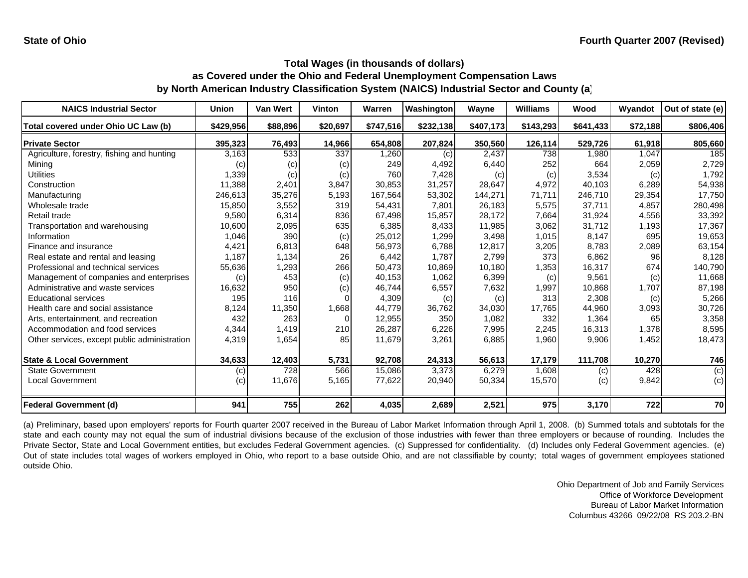State of Ohio

Fourth Quarter 2007 (Revised)

## Total Wages (in thousands of dollars)
## as Covered under the Ohio and Federal Unemployment Compensation Laws
## by North American Industry Classification System (NAICS) Industrial Sector and County (a)

| NAICS Industrial Sector | Union | Van Wert | Vinton | Warren | Washington | Wayne | Williams | Wood | Wyandot | Out of state (e) |
|---|---|---|---|---|---|---|---|---|---|---|
| **Total covered under Ohio UC Law (b)** | **$429,956** | **$88,896** | **$20,697** | **$747,516** | **$232,138** | **$407,173** | **$143,293** | **$641,433** | **$72,188** | **$806,406** |
| **Private Sector** | **395,323** | **76,493** | **14,966** | **654,808** | **207,824** | **350,560** | **126,114** | **529,726** | **61,918** | **805,660** |
| Agriculture, forestry, fishing and hunting | 3,163 | 533 | 337 | 1,260 | (c) | 2,437 | 738 | 1,980 | 1,047 | 185 |
| Mining | (c) | (c) | (c) | 249 | 4,492 | 6,440 | 252 | 664 | 2,059 | 2,729 |
| Utilities | 1,339 | (c) | (c) | 760 | 7,428 | (c) | (c) | 3,534 | (c) | 1,792 |
| Construction | 11,388 | 2,401 | 3,847 | 30,853 | 31,257 | 28,647 | 4,972 | 40,103 | 6,289 | 54,938 |
| Manufacturing | 246,613 | 35,276 | 5,193 | 167,564 | 53,302 | 144,271 | 71,711 | 246,710 | 29,354 | 17,750 |
| Wholesale trade | 15,850 | 3,552 | 319 | 54,431 | 7,801 | 26,183 | 5,575 | 37,711 | 4,857 | 280,498 |
| Retail trade | 9,580 | 6,314 | 836 | 67,498 | 15,857 | 28,172 | 7,664 | 31,924 | 4,556 | 33,392 |
| Transportation and warehousing | 10,600 | 2,095 | 635 | 6,385 | 8,433 | 11,985 | 3,062 | 31,712 | 1,193 | 17,367 |
| Information | 1,046 | 390 | (c) | 25,012 | 1,299 | 3,498 | 1,015 | 8,147 | 695 | 19,653 |
| Finance and insurance | 4,421 | 6,813 | 648 | 56,973 | 6,788 | 12,817 | 3,205 | 8,783 | 2,089 | 63,154 |
| Real estate and rental and leasing | 1,187 | 1,134 | 26 | 6,442 | 1,787 | 2,799 | 373 | 6,862 | 96 | 8,128 |
| Professional and technical services | 55,636 | 1,293 | 266 | 50,473 | 10,869 | 10,180 | 1,353 | 16,317 | 674 | 140,790 |
| Management of companies and enterprises | (c) | 453 | (c) | 40,153 | 1,062 | 6,399 | (c) | 9,561 | (c) | 11,668 |
| Administrative and waste services | 16,632 | 950 | (c) | 46,744 | 6,557 | 7,632 | 1,997 | 10,868 | 1,707 | 87,198 |
| Educational services | 195 | 116 | 0 | 4,309 | (c) | (c) | 313 | 2,308 | (c) | 5,266 |
| Health care and social assistance | 8,124 | 11,350 | 1,668 | 44,779 | 36,762 | 34,030 | 17,765 | 44,960 | 3,093 | 30,726 |
| Arts, entertainment, and recreation | 432 | 263 | 0 | 12,955 | 350 | 1,082 | 332 | 1,364 | 65 | 3,358 |
| Accommodation and food services | 4,344 | 1,419 | 210 | 26,287 | 6,226 | 7,995 | 2,245 | 16,313 | 1,378 | 8,595 |
| Other services, except public administration | 4,319 | 1,654 | 85 | 11,679 | 3,261 | 6,885 | 1,960 | 9,906 | 1,452 | 18,473 |
| **State & Local Government** | **34,633** | **12,403** | **5,731** | **92,708** | **24,313** | **56,613** | **17,179** | **111,708** | **10,270** | **746** |
| State Government | (c) | 728 | 566 | 15,086 | 3,373 | 6,279 | 1,608 | (c) | 428 | (c) |
| Local Government | (c) | 11,676 | 5,165 | 77,622 | 20,940 | 50,334 | 15,570 | (c) | 9,842 | (c) |
| **Federal Government (d)** | **941** | **755** | **262** | **4,035** | **2,689** | **2,521** | **975** | **3,170** | **722** | **70** |

(a) Preliminary, based upon employers' reports for Fourth quarter 2007 received in the Bureau of Labor Market Information through April 1, 2008. (b) Summed totals and subtotals for the state and each county may not equal the sum of industrial divisions because of the exclusion of those industries with fewer than three employers or because of rounding. Includes the Private Sector, State and Local Government entities, but excludes Federal Government agencies. (c) Suppressed for confidentiality. (d) Includes only Federal Government agencies. (e) Out of state includes total wages of workers employed in Ohio, who report to a base outside Ohio, and are not classifiable by county; total wages of government employees stationed outside Ohio.

Ohio Department of Job and Family Services
Office of Workforce Development
Bureau of Labor Market Information
Columbus 43266 09/22/08 RS 203.2-BN